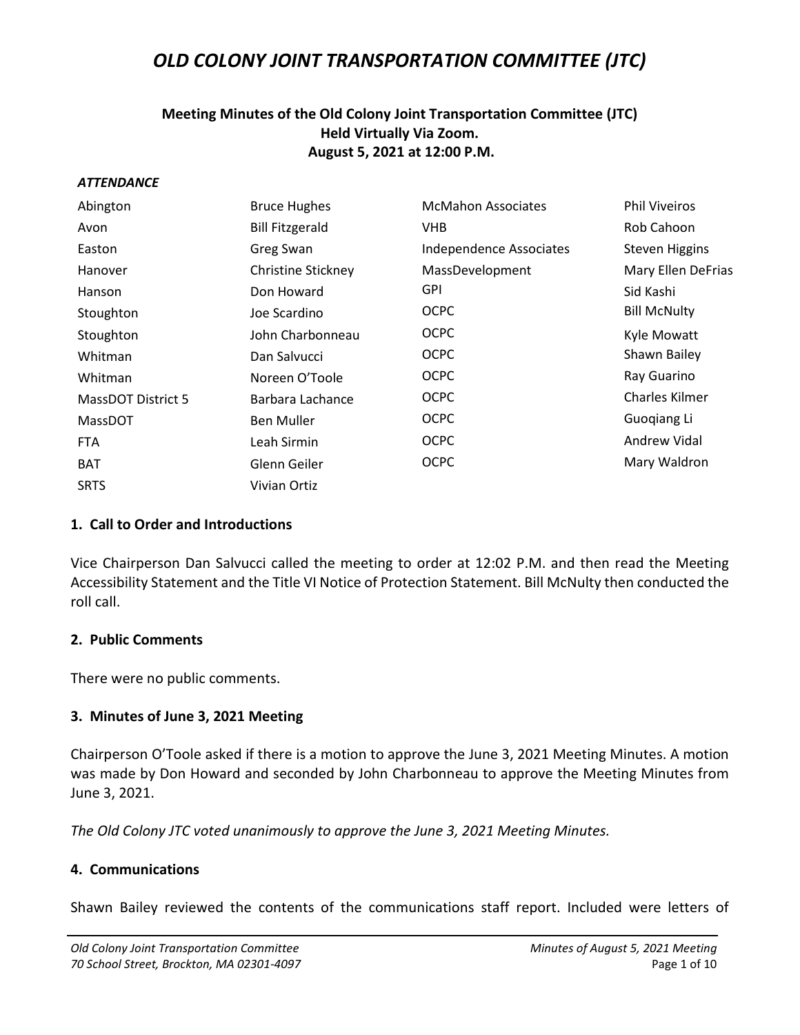# OLD COLONY JOINT TRANSPORTATION COMMITTEE (JTC)

**Meeting Minutes of the Old Colony Joint Transportation Committee (JTC)**
**Held Virtually Via Zoom.**
**August 5, 2021 at 12:00 P.M.**

***ATTENDANCE***

| | | | |
|---|---|---|---|
| Abington | Bruce Hughes | McMahon Associates | Phil Viveiros |
| Avon | Bill Fitzgerald | VHB | Rob Cahoon |
| Easton | Greg Swan | Independence Associates | Steven Higgins |
| Hanover | Christine Stickney | MassDevelopment | Mary Ellen DeFrias |
| Hanson | Don Howard | GPI | Sid Kashi |
| Stoughton | Joe Scardino | OCPC | Bill McNulty |
| Stoughton | John Charbonneau | OCPC | Kyle Mowatt |
| Whitman | Dan Salvucci | OCPC | Shawn Bailey |
| Whitman | Noreen O'Toole | OCPC | Ray Guarino |
| MassDOT District 5 | Barbara Lachance | OCPC | Charles Kilmer |
| MassDOT | Ben Muller | OCPC | Guoqiang Li |
| FTA | Leah Sirmin | OCPC | Andrew Vidal |
| BAT | Glenn Geiler | OCPC | Mary Waldron |
| SRTS | Vivian Ortiz | | |

### 1. Call to Order and Introductions

Vice Chairperson Dan Salvucci called the meeting to order at 12:02 P.M. and then read the Meeting Accessibility Statement and the Title VI Notice of Protection Statement. Bill McNulty then conducted the roll call.

### 2. Public Comments

There were no public comments.

### 3. Minutes of June 3, 2021 Meeting

Chairperson O'Toole asked if there is a motion to approve the June 3, 2021 Meeting Minutes. A motion was made by Don Howard and seconded by John Charbonneau to approve the Meeting Minutes from June 3, 2021.

*The Old Colony JTC voted unanimously to approve the June 3, 2021 Meeting Minutes.*

### 4. Communications

Shawn Bailey reviewed the contents of the communications staff report. Included were letters of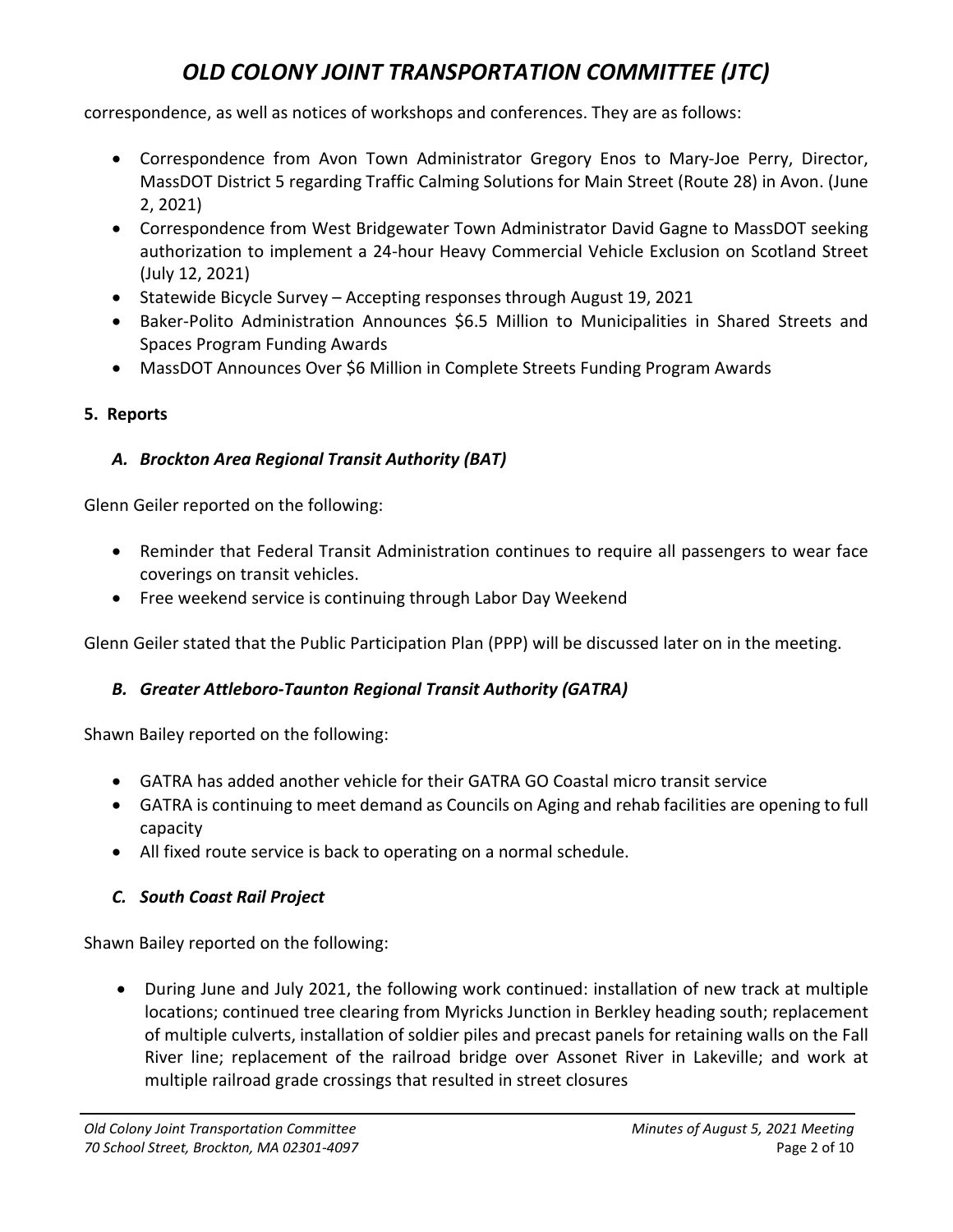correspondence, as well as notices of workshops and conferences. They are as follows:

- Correspondence from Avon Town Administrator Gregory Enos to Mary-Joe Perry, Director, MassDOT District 5 regarding Traffic Calming Solutions for Main Street (Route 28) in Avon. (June 2, 2021)
- Correspondence from West Bridgewater Town Administrator David Gagne to MassDOT seeking authorization to implement a 24-hour Heavy Commercial Vehicle Exclusion on Scotland Street (July 12, 2021)
- Statewide Bicycle Survey – Accepting responses through August 19, 2021
- Baker-Polito Administration Announces $6.5 Million to Municipalities in Shared Streets and Spaces Program Funding Awards
- MassDOT Announces Over $6 Million in Complete Streets Funding Program Awards

**5. Reports**

***A. Brockton Area Regional Transit Authority (BAT)***

Glenn Geiler reported on the following:

- Reminder that Federal Transit Administration continues to require all passengers to wear face coverings on transit vehicles.
- Free weekend service is continuing through Labor Day Weekend

Glenn Geiler stated that the Public Participation Plan (PPP) will be discussed later on in the meeting.

***B. Greater Attleboro-Taunton Regional Transit Authority (GATRA)***

Shawn Bailey reported on the following:

- GATRA has added another vehicle for their GATRA GO Coastal micro transit service
- GATRA is continuing to meet demand as Councils on Aging and rehab facilities are opening to full capacity
- All fixed route service is back to operating on a normal schedule.

***C. South Coast Rail Project***

Shawn Bailey reported on the following:

- During June and July 2021, the following work continued: installation of new track at multiple locations; continued tree clearing from Myricks Junction in Berkley heading south; replacement of multiple culverts, installation of soldier piles and precast panels for retaining walls on the Fall River line; replacement of the railroad bridge over Assonet River in Lakeville; and work at multiple railroad grade crossings that resulted in street closures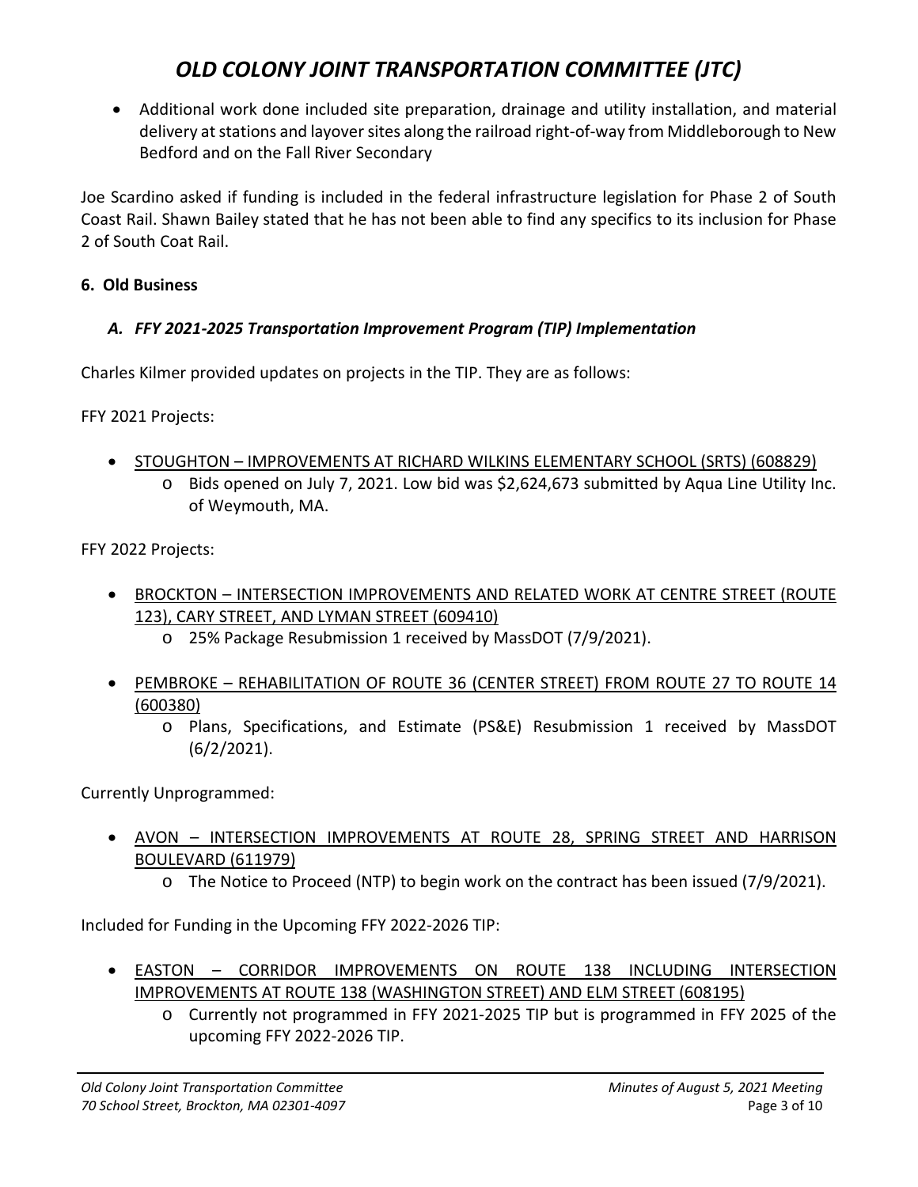# OLD COLONY JOINT TRANSPORTATION COMMITTEE (JTC)

- Additional work done included site preparation, drainage and utility installation, and material delivery at stations and layover sites along the railroad right-of-way from Middleborough to New Bedford and on the Fall River Secondary

Joe Scardino asked if funding is included in the federal infrastructure legislation for Phase 2 of South Coast Rail. Shawn Bailey stated that he has not been able to find any specifics to its inclusion for Phase 2 of South Coat Rail.

**6. Old Business**

***A. FFY 2021-2025 Transportation Improvement Program (TIP) Implementation***

Charles Kilmer provided updates on projects in the TIP. They are as follows:

FFY 2021 Projects:

- STOUGHTON – IMPROVEMENTS AT RICHARD WILKINS ELEMENTARY SCHOOL (SRTS) (608829)
  - Bids opened on July 7, 2021. Low bid was $2,624,673 submitted by Aqua Line Utility Inc. of Weymouth, MA.

FFY 2022 Projects:

- BROCKTON – INTERSECTION IMPROVEMENTS AND RELATED WORK AT CENTRE STREET (ROUTE 123), CARY STREET, AND LYMAN STREET (609410)
  - 25% Package Resubmission 1 received by MassDOT (7/9/2021).
- PEMBROKE – REHABILITATION OF ROUTE 36 (CENTER STREET) FROM ROUTE 27 TO ROUTE 14 (600380)
  - Plans, Specifications, and Estimate (PS&E) Resubmission 1 received by MassDOT (6/2/2021).

Currently Unprogrammed:

- AVON – INTERSECTION IMPROVEMENTS AT ROUTE 28, SPRING STREET AND HARRISON BOULEVARD (611979)
  - The Notice to Proceed (NTP) to begin work on the contract has been issued (7/9/2021).

Included for Funding in the Upcoming FFY 2022-2026 TIP:

- EASTON – CORRIDOR IMPROVEMENTS ON ROUTE 138 INCLUDING INTERSECTION IMPROVEMENTS AT ROUTE 138 (WASHINGTON STREET) AND ELM STREET (608195)
  - Currently not programmed in FFY 2021-2025 TIP but is programmed in FFY 2025 of the upcoming FFY 2022-2026 TIP.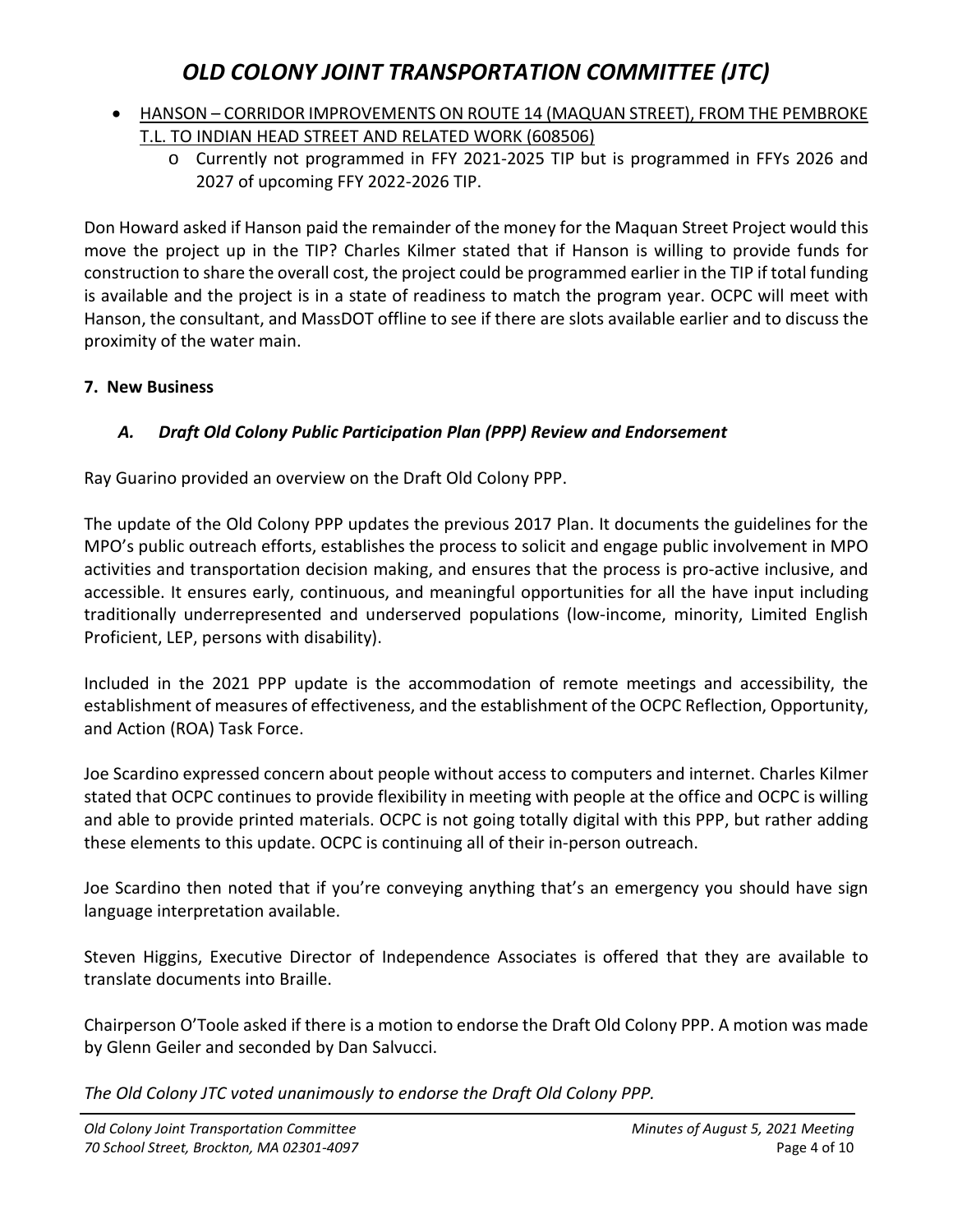- HANSON – CORRIDOR IMPROVEMENTS ON ROUTE 14 (MAQUAN STREET), FROM THE PEMBROKE T.L. TO INDIAN HEAD STREET AND RELATED WORK (608506)
  - Currently not programmed in FFY 2021-2025 TIP but is programmed in FFYs 2026 and 2027 of upcoming FFY 2022-2026 TIP.

Don Howard asked if Hanson paid the remainder of the money for the Maquan Street Project would this move the project up in the TIP? Charles Kilmer stated that if Hanson is willing to provide funds for construction to share the overall cost, the project could be programmed earlier in the TIP if total funding is available and the project is in a state of readiness to match the program year. OCPC will meet with Hanson, the consultant, and MassDOT offline to see if there are slots available earlier and to discuss the proximity of the water main.

**7. New Business**

### *A. Draft Old Colony Public Participation Plan (PPP) Review and Endorsement*

Ray Guarino provided an overview on the Draft Old Colony PPP.

The update of the Old Colony PPP updates the previous 2017 Plan. It documents the guidelines for the MPO's public outreach efforts, establishes the process to solicit and engage public involvement in MPO activities and transportation decision making, and ensures that the process is pro-active inclusive, and accessible. It ensures early, continuous, and meaningful opportunities for all the have input including traditionally underrepresented and underserved populations (low-income, minority, Limited English Proficient, LEP, persons with disability).

Included in the 2021 PPP update is the accommodation of remote meetings and accessibility, the establishment of measures of effectiveness, and the establishment of the OCPC Reflection, Opportunity, and Action (ROA) Task Force.

Joe Scardino expressed concern about people without access to computers and internet. Charles Kilmer stated that OCPC continues to provide flexibility in meeting with people at the office and OCPC is willing and able to provide printed materials. OCPC is not going totally digital with this PPP, but rather adding these elements to this update. OCPC is continuing all of their in-person outreach.

Joe Scardino then noted that if you're conveying anything that's an emergency you should have sign language interpretation available.

Steven Higgins, Executive Director of Independence Associates is offered that they are available to translate documents into Braille.

Chairperson O'Toole asked if there is a motion to endorse the Draft Old Colony PPP. A motion was made by Glenn Geiler and seconded by Dan Salvucci.

*The Old Colony JTC voted unanimously to endorse the Draft Old Colony PPP.*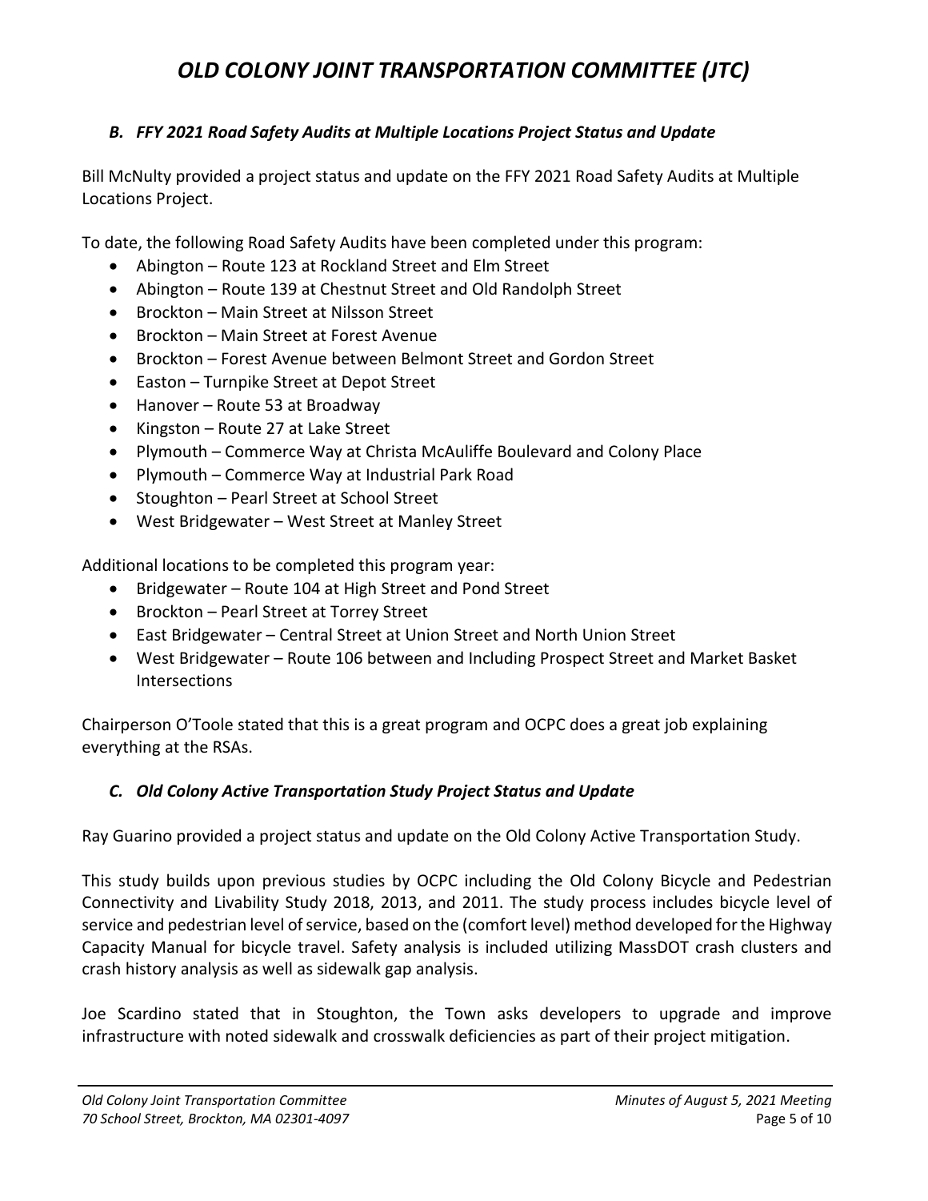### *B. FFY 2021 Road Safety Audits at Multiple Locations Project Status and Update*

Bill McNulty provided a project status and update on the FFY 2021 Road Safety Audits at Multiple Locations Project.

To date, the following Road Safety Audits have been completed under this program:

- Abington – Route 123 at Rockland Street and Elm Street
- Abington – Route 139 at Chestnut Street and Old Randolph Street
- Brockton – Main Street at Nilsson Street
- Brockton – Main Street at Forest Avenue
- Brockton – Forest Avenue between Belmont Street and Gordon Street
- Easton – Turnpike Street at Depot Street
- Hanover – Route 53 at Broadway
- Kingston – Route 27 at Lake Street
- Plymouth – Commerce Way at Christa McAuliffe Boulevard and Colony Place
- Plymouth – Commerce Way at Industrial Park Road
- Stoughton – Pearl Street at School Street
- West Bridgewater – West Street at Manley Street

Additional locations to be completed this program year:

- Bridgewater – Route 104 at High Street and Pond Street
- Brockton – Pearl Street at Torrey Street
- East Bridgewater – Central Street at Union Street and North Union Street
- West Bridgewater – Route 106 between and Including Prospect Street and Market Basket Intersections

Chairperson O'Toole stated that this is a great program and OCPC does a great job explaining everything at the RSAs.

### *C. Old Colony Active Transportation Study Project Status and Update*

Ray Guarino provided a project status and update on the Old Colony Active Transportation Study.

This study builds upon previous studies by OCPC including the Old Colony Bicycle and Pedestrian Connectivity and Livability Study 2018, 2013, and 2011. The study process includes bicycle level of service and pedestrian level of service, based on the (comfort level) method developed for the Highway Capacity Manual for bicycle travel. Safety analysis is included utilizing MassDOT crash clusters and crash history analysis as well as sidewalk gap analysis.

Joe Scardino stated that in Stoughton, the Town asks developers to upgrade and improve infrastructure with noted sidewalk and crosswalk deficiencies as part of their project mitigation.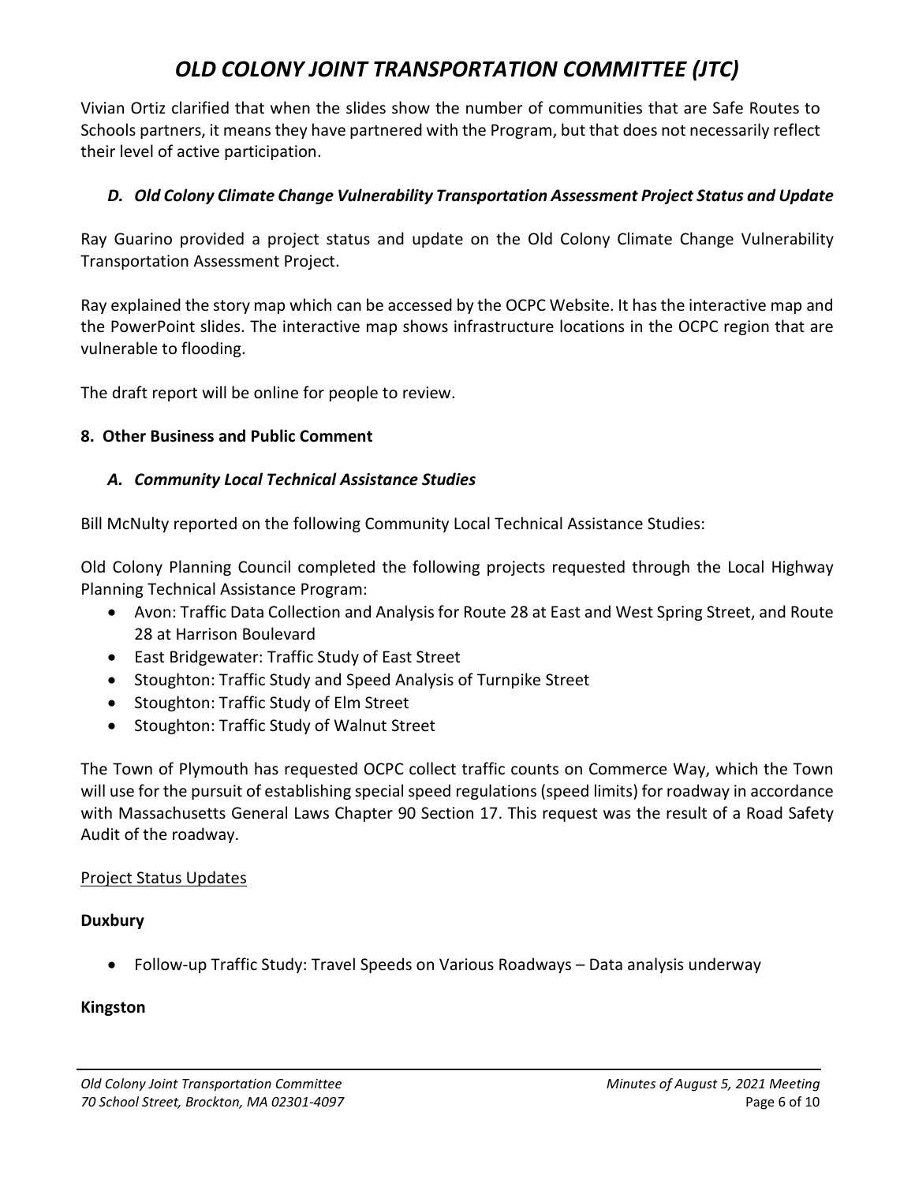Vivian Ortiz clarified that when the slides show the number of communities that are Safe Routes to Schools partners, it means they have partnered with the Program, but that does not necessarily reflect their level of active participation.

### *D. Old Colony Climate Change Vulnerability Transportation Assessment Project Status and Update*

Ray Guarino provided a project status and update on the Old Colony Climate Change Vulnerability Transportation Assessment Project.

Ray explained the story map which can be accessed by the OCPC Website. It has the interactive map and the PowerPoint slides. The interactive map shows infrastructure locations in the OCPC region that are vulnerable to flooding.

The draft report will be online for people to review.

## 8. Other Business and Public Comment

### *A. Community Local Technical Assistance Studies*

Bill McNulty reported on the following Community Local Technical Assistance Studies:

Old Colony Planning Council completed the following projects requested through the Local Highway Planning Technical Assistance Program:

- Avon: Traffic Data Collection and Analysis for Route 28 at East and West Spring Street, and Route 28 at Harrison Boulevard
- East Bridgewater: Traffic Study of East Street
- Stoughton: Traffic Study and Speed Analysis of Turnpike Street
- Stoughton: Traffic Study of Elm Street
- Stoughton: Traffic Study of Walnut Street

The Town of Plymouth has requested OCPC collect traffic counts on Commerce Way, which the Town will use for the pursuit of establishing special speed regulations (speed limits) for roadway in accordance with Massachusetts General Laws Chapter 90 Section 17. This request was the result of a Road Safety Audit of the roadway.

<u>Project Status Updates</u>

**Duxbury**

- Follow-up Traffic Study: Travel Speeds on Various Roadways – Data analysis underway

**Kingston**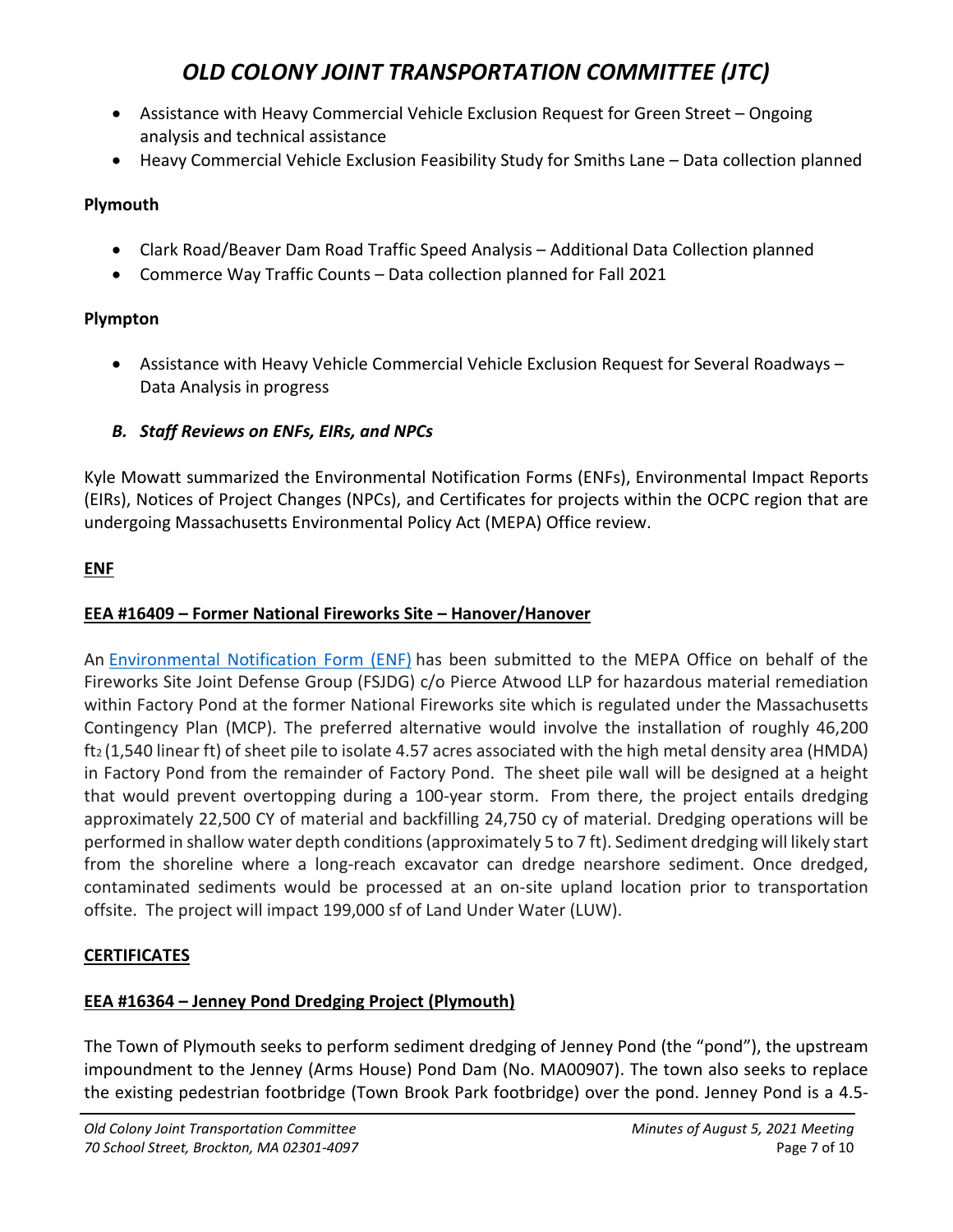- Assistance with Heavy Commercial Vehicle Exclusion Request for Green Street – Ongoing analysis and technical assistance
- Heavy Commercial Vehicle Exclusion Feasibility Study for Smiths Lane – Data collection planned

**Plymouth**

- Clark Road/Beaver Dam Road Traffic Speed Analysis – Additional Data Collection planned
- Commerce Way Traffic Counts – Data collection planned for Fall 2021

**Plympton**

- Assistance with Heavy Vehicle Commercial Vehicle Exclusion Request for Several Roadways – Data Analysis in progress

### *B. Staff Reviews on ENFs, EIRs, and NPCs*

Kyle Mowatt summarized the Environmental Notification Forms (ENFs), Environmental Impact Reports (EIRs), Notices of Project Changes (NPCs), and Certificates for projects within the OCPC region that are undergoing Massachusetts Environmental Policy Act (MEPA) Office review.

**ENF**

**EEA #16409 – Former National Fireworks Site – Hanover/Hanover**

An Environmental Notification Form (ENF) has been submitted to the MEPA Office on behalf of the Fireworks Site Joint Defense Group (FSJDG) c/o Pierce Atwood LLP for hazardous material remediation within Factory Pond at the former National Fireworks site which is regulated under the Massachusetts Contingency Plan (MCP). The preferred alternative would involve the installation of roughly 46,200 $ft_2$ (1,540 linear ft) of sheet pile to isolate 4.57 acres associated with the high metal density area (HMDA) in Factory Pond from the remainder of Factory Pond. The sheet pile wall will be designed at a height that would prevent overtopping during a 100-year storm. From there, the project entails dredging approximately 22,500 CY of material and backfilling 24,750 cy of material. Dredging operations will be performed in shallow water depth conditions (approximately 5 to 7 ft). Sediment dredging will likely start from the shoreline where a long-reach excavator can dredge nearshore sediment. Once dredged, contaminated sediments would be processed at an on-site upland location prior to transportation offsite. The project will impact 199,000 sf of Land Under Water (LUW).

**CERTIFICATES**

**EEA #16364 – Jenney Pond Dredging Project (Plymouth)**

The Town of Plymouth seeks to perform sediment dredging of Jenney Pond (the "pond"), the upstream impoundment to the Jenney (Arms House) Pond Dam (No. MA00907). The town also seeks to replace the existing pedestrian footbridge (Town Brook Park footbridge) over the pond. Jenney Pond is a 4.5-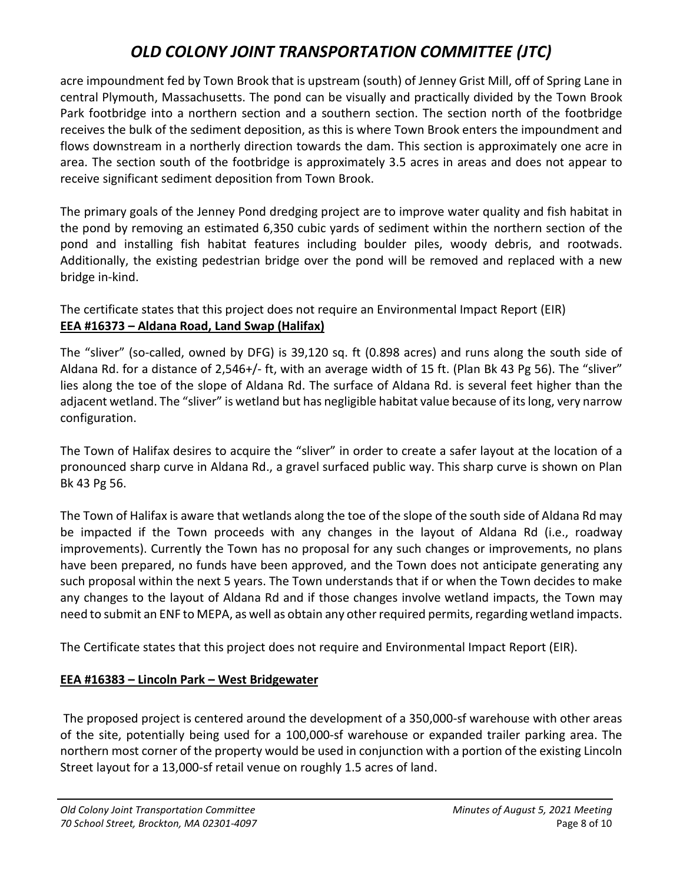acre impoundment fed by Town Brook that is upstream (south) of Jenney Grist Mill, off of Spring Lane in central Plymouth, Massachusetts. The pond can be visually and practically divided by the Town Brook Park footbridge into a northern section and a southern section. The section north of the footbridge receives the bulk of the sediment deposition, as this is where Town Brook enters the impoundment and flows downstream in a northerly direction towards the dam. This section is approximately one acre in area. The section south of the footbridge is approximately 3.5 acres in areas and does not appear to receive significant sediment deposition from Town Brook.

The primary goals of the Jenney Pond dredging project are to improve water quality and fish habitat in the pond by removing an estimated 6,350 cubic yards of sediment within the northern section of the pond and installing fish habitat features including boulder piles, woody debris, and rootwads. Additionally, the existing pedestrian bridge over the pond will be removed and replaced with a new bridge in-kind.

The certificate states that this project does not require an Environmental Impact Report (EIR)

**EEA #16373 – Aldana Road, Land Swap (Halifax)**

The "sliver" (so-called, owned by DFG) is 39,120 sq. ft (0.898 acres) and runs along the south side of Aldana Rd. for a distance of 2,546+/- ft, with an average width of 15 ft. (Plan Bk 43 Pg 56). The "sliver" lies along the toe of the slope of Aldana Rd. The surface of Aldana Rd. is several feet higher than the adjacent wetland. The "sliver" is wetland but has negligible habitat value because of its long, very narrow configuration.

The Town of Halifax desires to acquire the "sliver" in order to create a safer layout at the location of a pronounced sharp curve in Aldana Rd., a gravel surfaced public way. This sharp curve is shown on Plan Bk 43 Pg 56.

The Town of Halifax is aware that wetlands along the toe of the slope of the south side of Aldana Rd may be impacted if the Town proceeds with any changes in the layout of Aldana Rd (i.e., roadway improvements). Currently the Town has no proposal for any such changes or improvements, no plans have been prepared, no funds have been approved, and the Town does not anticipate generating any such proposal within the next 5 years. The Town understands that if or when the Town decides to make any changes to the layout of Aldana Rd and if those changes involve wetland impacts, the Town may need to submit an ENF to MEPA, as well as obtain any other required permits, regarding wetland impacts.

The Certificate states that this project does not require and Environmental Impact Report (EIR).

**EEA #16383 – Lincoln Park – West Bridgewater**

The proposed project is centered around the development of a 350,000-sf warehouse with other areas of the site, potentially being used for a 100,000-sf warehouse or expanded trailer parking area. The northern most corner of the property would be used in conjunction with a portion of the existing Lincoln Street layout for a 13,000-sf retail venue on roughly 1.5 acres of land.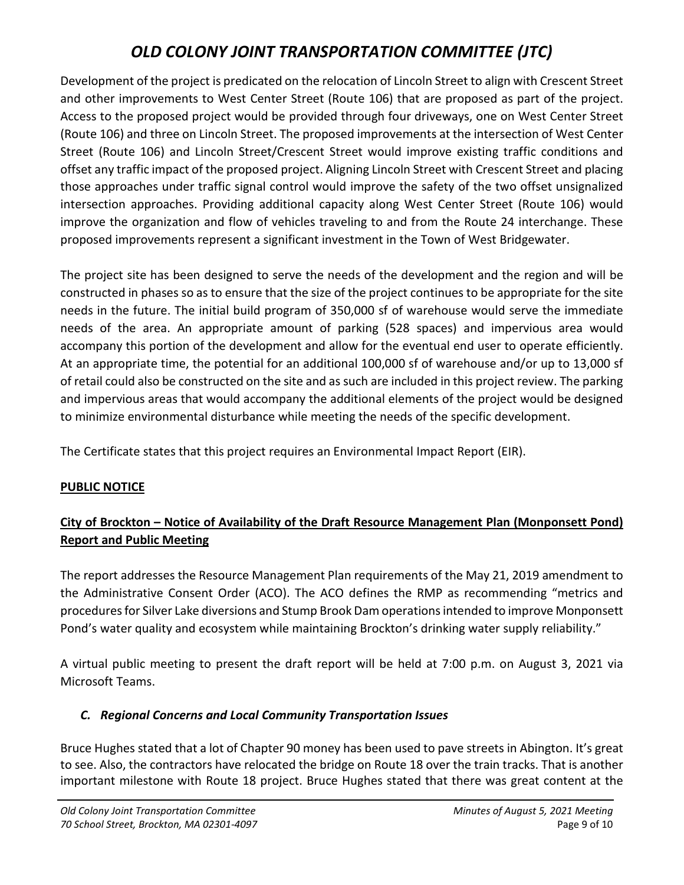Development of the project is predicated on the relocation of Lincoln Street to align with Crescent Street and other improvements to West Center Street (Route 106) that are proposed as part of the project. Access to the proposed project would be provided through four driveways, one on West Center Street (Route 106) and three on Lincoln Street. The proposed improvements at the intersection of West Center Street (Route 106) and Lincoln Street/Crescent Street would improve existing traffic conditions and offset any traffic impact of the proposed project. Aligning Lincoln Street with Crescent Street and placing those approaches under traffic signal control would improve the safety of the two offset unsignalized intersection approaches. Providing additional capacity along West Center Street (Route 106) would improve the organization and flow of vehicles traveling to and from the Route 24 interchange. These proposed improvements represent a significant investment in the Town of West Bridgewater.

The project site has been designed to serve the needs of the development and the region and will be constructed in phases so as to ensure that the size of the project continues to be appropriate for the site needs in the future. The initial build program of 350,000 sf of warehouse would serve the immediate needs of the area. An appropriate amount of parking (528 spaces) and impervious area would accompany this portion of the development and allow for the eventual end user to operate efficiently. At an appropriate time, the potential for an additional 100,000 sf of warehouse and/or up to 13,000 sf of retail could also be constructed on the site and as such are included in this project review. The parking and impervious areas that would accompany the additional elements of the project would be designed to minimize environmental disturbance while meeting the needs of the specific development.

The Certificate states that this project requires an Environmental Impact Report (EIR).

**PUBLIC NOTICE**

**City of Brockton – Notice of Availability of the Draft Resource Management Plan (Monponsett Pond) Report and Public Meeting**

The report addresses the Resource Management Plan requirements of the May 21, 2019 amendment to the Administrative Consent Order (ACO). The ACO defines the RMP as recommending "metrics and procedures for Silver Lake diversions and Stump Brook Dam operations intended to improve Monponsett Pond's water quality and ecosystem while maintaining Brockton's drinking water supply reliability."

A virtual public meeting to present the draft report will be held at 7:00 p.m. on August 3, 2021 via Microsoft Teams.

### *C. Regional Concerns and Local Community Transportation Issues*

Bruce Hughes stated that a lot of Chapter 90 money has been used to pave streets in Abington. It's great to see. Also, the contractors have relocated the bridge on Route 18 over the train tracks. That is another important milestone with Route 18 project. Bruce Hughes stated that there was great content at the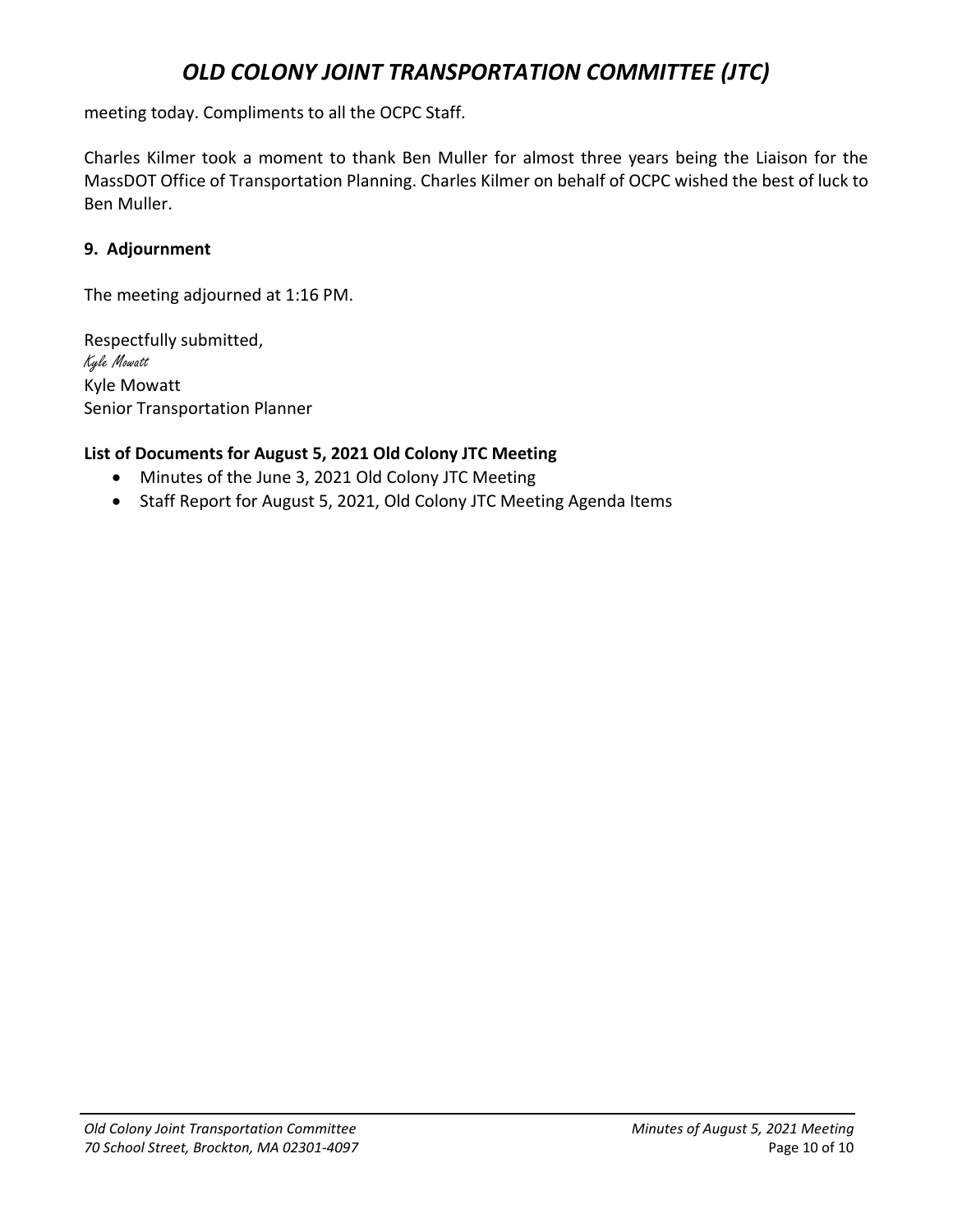meeting today. Compliments to all the OCPC Staff.

Charles Kilmer took a moment to thank Ben Muller for almost three years being the Liaison for the MassDOT Office of Transportation Planning. Charles Kilmer on behalf of OCPC wished the best of luck to Ben Muller.

### 9. Adjournment

The meeting adjourned at 1:16 PM.

Respectfully submitted,
*Kyle Mowatt*
Kyle Mowatt
Senior Transportation Planner

**List of Documents for August 5, 2021 Old Colony JTC Meeting**

- Minutes of the June 3, 2021 Old Colony JTC Meeting
- Staff Report for August 5, 2021, Old Colony JTC Meeting Agenda Items